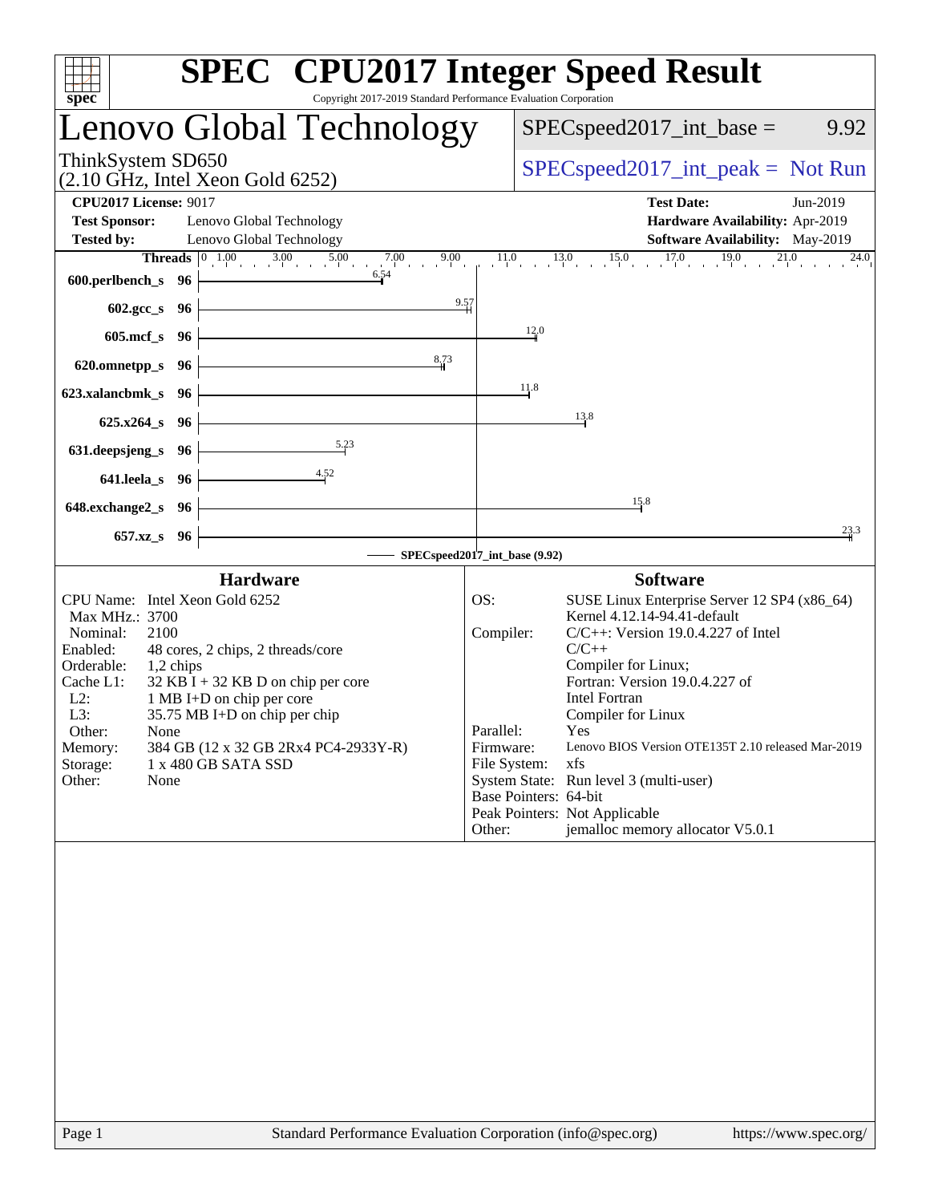# SPEC CPU2017 Integer Speed Result

Copyright 2017-2019 Standard Performance Evaluation Corporation

## Lenovo Global Technology

ThinkSystem SD650
(2.10 GHz, Intel Xeon Gold 6252)

SPECspeed2017_int_base = 9.92

SPECspeed2017_int_peak = Not Run

**CPU2017 License:** 9017
**Test Sponsor:** Lenovo Global Technology
**Tested by:** Lenovo Global Technology

**Test Date:** Jun-2019
**Hardware Availability:** Apr-2019
**Software Availability:** May-2019

| Benchmark | Threads | Base Ratio |
|---|---|---|
| 600.perlbench_s | 96 | 6.54 |
| 602.gcc_s | 96 | 9.57 |
| 605.mcf_s | 96 | 12.0 |
| 620.omnetpp_s | 96 | 8.73 |
| 623.xalancbmk_s | 96 | 11.8 |
| 625.x264_s | 96 | 13.8 |
| 631.deepsjeng_s | 96 | 5.23 |
| 641.leela_s | 96 | 4.52 |
| 648.exchange2_s | 96 | 15.8 |
| 657.xz_s | 96 | 23.3 |

SPECspeed2017_int_base (9.92)

### Hardware

| | |
|---|---|
| CPU Name: | Intel Xeon Gold 6252 |
| Max MHz.: | 3700 |
| Nominal: | 2100 |
| Enabled: | 48 cores, 2 chips, 2 threads/core |
| Orderable: | 1,2 chips |
| Cache L1: | 32 KB I + 32 KB D on chip per core |
| L2: | 1 MB I+D on chip per core |
| L3: | 35.75 MB I+D on chip per chip |
| Other: | None |
| Memory: | 384 GB (12 x 32 GB 2Rx4 PC4-2933Y-R) |
| Storage: | 1 x 480 GB SATA SSD |
| Other: | None |

### Software

| | |
|---|---|
| OS: | SUSE Linux Enterprise Server 12 SP4 (x86_64) Kernel 4.12.14-94.41-default |
| Compiler: | C/C++: Version 19.0.4.227 of Intel C/C++ Compiler for Linux; Fortran: Version 19.0.4.227 of Intel Fortran Compiler for Linux |
| Parallel: | Yes |
| Firmware: | Lenovo BIOS Version OTE135T 2.10 released Mar-2019 |
| File System: | xfs |
| System State: | Run level 3 (multi-user) |
| Base Pointers: | 64-bit |
| Peak Pointers: | Not Applicable |
| Other: | jemalloc memory allocator V5.0.1 |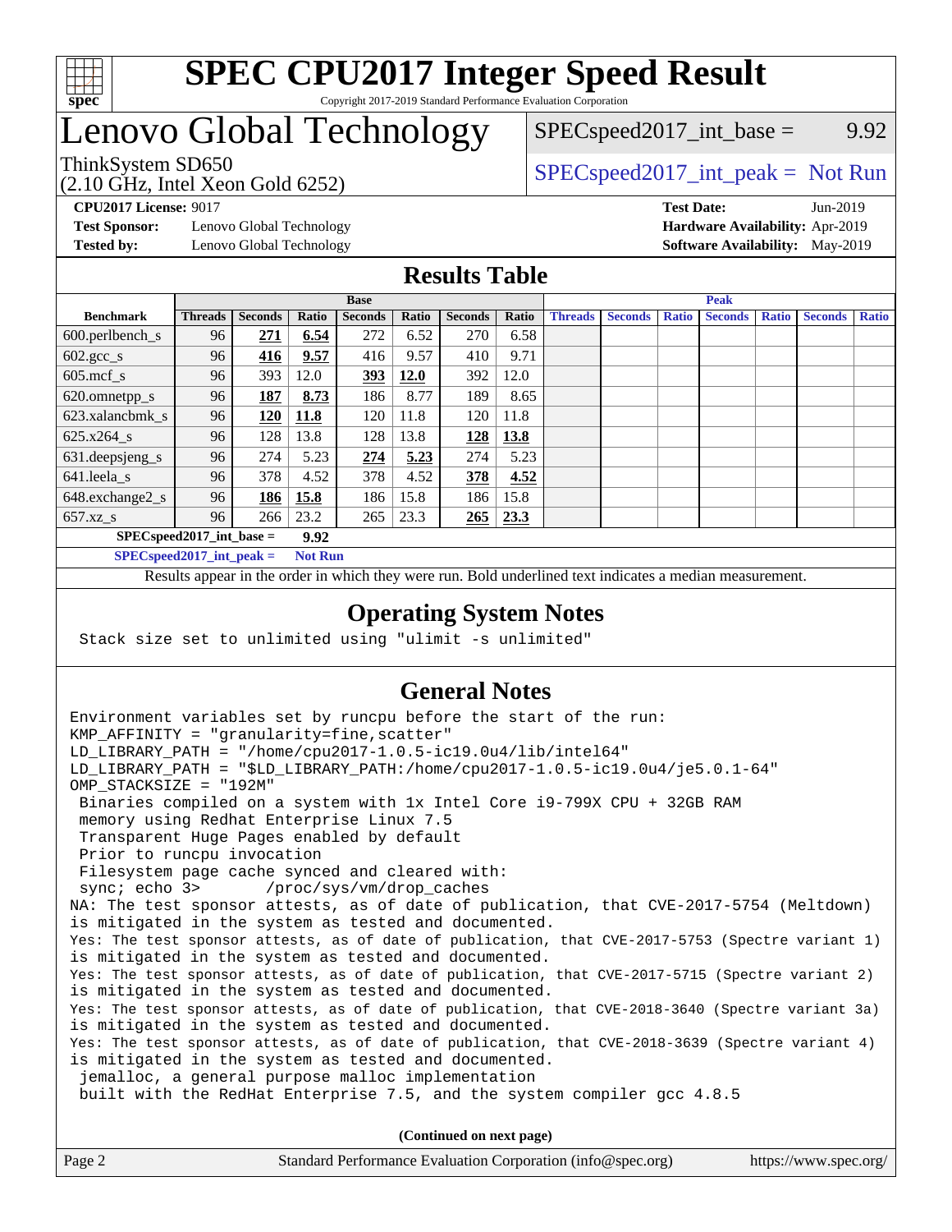# SPEC CPU2017 Integer Speed Result

Copyright 2017-2019 Standard Performance Evaluation Corporation

# Lenovo Global Technology

ThinkSystem SD650
(2.10 GHz, Intel Xeon Gold 6252)

SPECspeed2017_int_base = 9.92

SPECspeed2017_int_peak = Not Run

**CPU2017 License:** 9017
**Test Sponsor:** Lenovo Global Technology
**Tested by:** Lenovo Global Technology

**Test Date:** Jun-2019
**Hardware Availability:** Apr-2019
**Software Availability:** May-2019

## Results Table

| | Base | | | | | | | Peak | | | | | | |
|---|---|---|---|---|---|---|---|---|---|---|---|---|---|---|
| **Benchmark** | **Threads** | **Seconds** | **Ratio** | **Seconds** | **Ratio** | **Seconds** | **Ratio** | **Threads** | **Seconds** | **Ratio** | **Seconds** | **Ratio** | **Seconds** | **Ratio** |
| 600.perlbench_s | 96 | **271** | **6.54** | 272 | 6.52 | 270 | 6.58 | | | | | | | |
| 602.gcc_s | 96 | **416** | **9.57** | 416 | 9.57 | 410 | 9.71 | | | | | | | |
| 605.mcf_s | 96 | 393 | 12.0 | **393** | **12.0** | 392 | 12.0 | | | | | | | |
| 620.omnetpp_s | 96 | **187** | **8.73** | 186 | 8.77 | 189 | 8.65 | | | | | | | |
| 623.xalancbmk_s | 96 | **120** | **11.8** | 120 | 11.8 | 120 | 11.8 | | | | | | | |
| 625.x264_s | 96 | 128 | 13.8 | 128 | 13.8 | **128** | **13.8** | | | | | | | |
| 631.deepsjeng_s | 96 | 274 | 5.23 | **274** | **5.23** | 274 | 5.23 | | | | | | | |
| 641.leela_s | 96 | 378 | 4.52 | 378 | 4.52 | **378** | **4.52** | | | | | | | |
| 648.exchange2_s | 96 | **186** | **15.8** | 186 | 15.8 | 186 | 15.8 | | | | | | | |
| 657.xz_s | 96 | 266 | 23.2 | 265 | 23.3 | **265** | **23.3** | | | | | | | |

**SPECspeed2017_int_base = 9.92**

**SPECspeed2017_int_peak = Not Run**

Results appear in the order in which they were run. Bold underlined text indicates a median measurement.

## Operating System Notes

```
Stack size set to unlimited using "ulimit -s unlimited"
```

## General Notes

```
Environment variables set by runcpu before the start of the run:
KMP_AFFINITY = "granularity=fine,scatter"
LD_LIBRARY_PATH = "/home/cpu2017-1.0.5-ic19.0u4/lib/intel64"
LD_LIBRARY_PATH = "$LD_LIBRARY_PATH:/home/cpu2017-1.0.5-ic19.0u4/je5.0.1-64"
OMP_STACKSIZE = "192M"
 Binaries compiled on a system with 1x Intel Core i9-799X CPU + 32GB RAM
 memory using Redhat Enterprise Linux 7.5
 Transparent Huge Pages enabled by default
 Prior to runcpu invocation
 Filesystem page cache synced and cleared with:
 sync; echo 3>       /proc/sys/vm/drop_caches
NA: The test sponsor attests, as of date of publication, that CVE-2017-5754 (Meltdown)
is mitigated in the system as tested and documented.
Yes: The test sponsor attests, as of date of publication, that CVE-2017-5753 (Spectre variant 1)
is mitigated in the system as tested and documented.
Yes: The test sponsor attests, as of date of publication, that CVE-2017-5715 (Spectre variant 2)
is mitigated in the system as tested and documented.
Yes: The test sponsor attests, as of date of publication, that CVE-2018-3640 (Spectre variant 3a)
is mitigated in the system as tested and documented.
Yes: The test sponsor attests, as of date of publication, that CVE-2018-3639 (Spectre variant 4)
is mitigated in the system as tested and documented.
 jemalloc, a general purpose malloc implementation
 built with the RedHat Enterprise 7.5, and the system compiler gcc 4.8.5
```

**(Continued on next page)**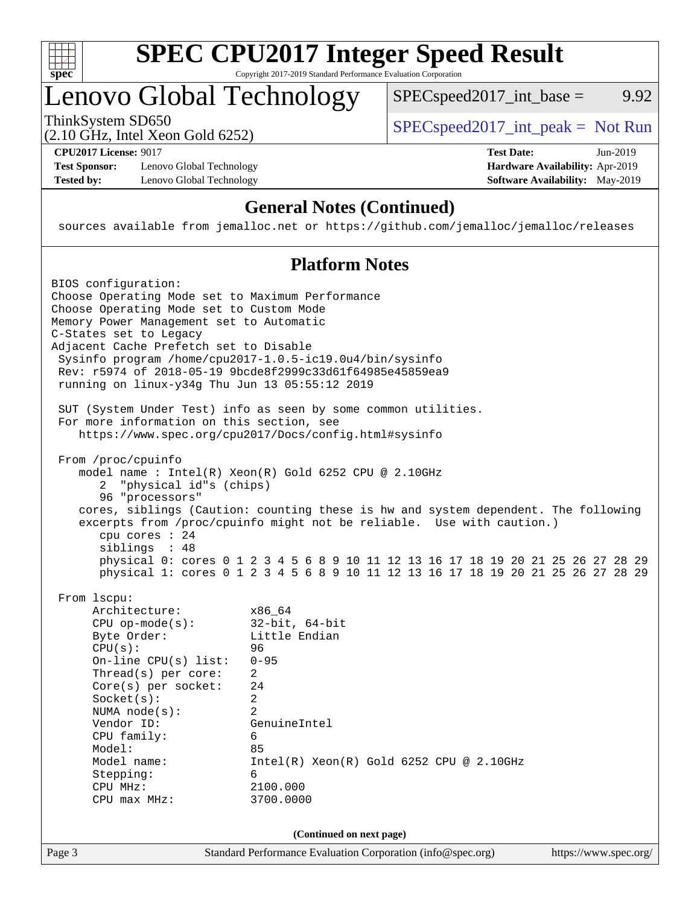## General Notes (Continued)

```
sources available from jemalloc.net or https://github.com/jemalloc/jemalloc/releases
```

## Platform Notes

```
BIOS configuration:
Choose Operating Mode set to Maximum Performance
Choose Operating Mode set to Custom Mode
Memory Power Management set to Automatic
C-States set to Legacy
Adjacent Cache Prefetch set to Disable
 Sysinfo program /home/cpu2017-1.0.5-ic19.0u4/bin/sysinfo
 Rev: r5974 of 2018-05-19 9bcde8f2999c33d61f64985e45859ea9
 running on linux-y34g Thu Jun 13 05:55:12 2019

 SUT (System Under Test) info as seen by some common utilities.
 For more information on this section, see
    https://www.spec.org/cpu2017/Docs/config.html#sysinfo

 From /proc/cpuinfo
    model name : Intel(R) Xeon(R) Gold 6252 CPU @ 2.10GHz
       2  "physical id"s (chips)
       96 "processors"
    cores, siblings (Caution: counting these is hw and system dependent. The following
    excerpts from /proc/cpuinfo might not be reliable.  Use with caution.)
       cpu cores : 24
       siblings  : 48
       physical 0: cores 0 1 2 3 4 5 6 8 9 10 11 12 13 16 17 18 19 20 21 25 26 27 28 29
       physical 1: cores 0 1 2 3 4 5 6 8 9 10 11 12 13 16 17 18 19 20 21 25 26 27 28 29

 From lscpu:
     Architecture:          x86_64
     CPU op-mode(s):        32-bit, 64-bit
     Byte Order:            Little Endian
     CPU(s):                96
     On-line CPU(s) list:   0-95
     Thread(s) per core:    2
     Core(s) per socket:    24
     Socket(s):             2
     NUMA node(s):          2
     Vendor ID:             GenuineIntel
     CPU family:            6
     Model:                 85
     Model name:            Intel(R) Xeon(R) Gold 6252 CPU @ 2.10GHz
     Stepping:              6
     CPU MHz:               2100.000
     CPU max MHz:           3700.0000
```

(Continued on next page)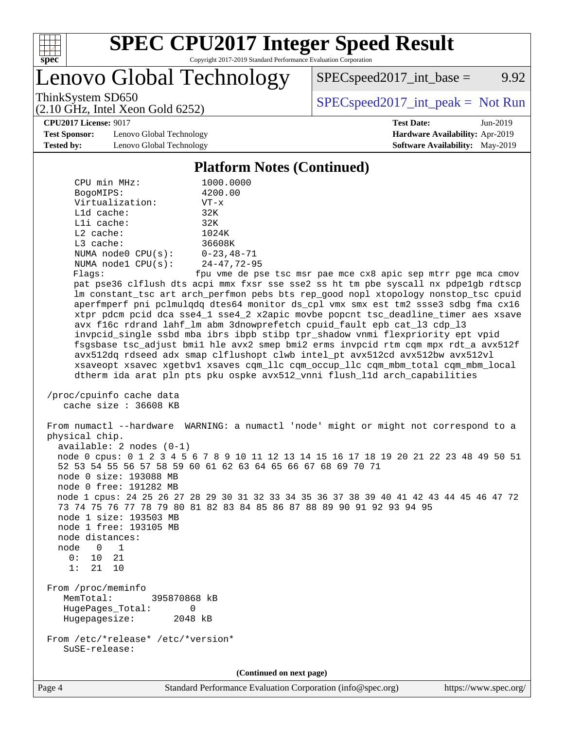# SPEC CPU2017 Integer Speed Result

Copyright 2017-2019 Standard Performance Evaluation Corporation

## Lenovo Global Technology

ThinkSystem SD650
(2.10 GHz, Intel Xeon Gold 6252)

SPECspeed2017_int_base = 9.92

SPECspeed2017_int_peak = Not Run

**CPU2017 License:** 9017
**Test Sponsor:** Lenovo Global Technology
**Tested by:** Lenovo Global Technology

**Test Date:** Jun-2019
**Hardware Availability:** Apr-2019
**Software Availability:** May-2019

### Platform Notes (Continued)

```
     CPU min MHz:             1000.0000
     BogoMIPS:                4200.00
     Virtualization:          VT-x
     L1d cache:               32K
     L1i cache:               32K
     L2 cache:                1024K
     L3 cache:                36608K
     NUMA node0 CPU(s):       0-23,48-71
     NUMA node1 CPU(s):       24-47,72-95
     Flags:                   fpu vme de pse tsc msr pae mce cx8 apic sep mtrr pge mca cmov
     pat pse36 clflush dts acpi mmx fxsr sse sse2 ss ht tm pbe syscall nx pdpe1gb rdtscp
     lm constant_tsc art arch_perfmon pebs bts rep_good nopl xtopology nonstop_tsc cpuid
     aperfmperf pni pclmulqdq dtes64 monitor ds_cpl vmx smx est tm2 ssse3 sdbg fma cx16
     xtpr pdcm pcid dca sse4_1 sse4_2 x2apic movbe popcnt tsc_deadline_timer aes xsave
     avx f16c rdrand lahf_lm abm 3dnowprefetch cpuid_fault epb cat_l3 cdp_l3
     invpcid_single ssbd mba ibrs ibpb stibp tpr_shadow vnmi flexpriority ept vpid
     fsgsbase tsc_adjust bmi1 hle avx2 smep bmi2 erms invpcid rtm cqm mpx rdt_a avx512f
     avx512dq rdseed adx smap clflushopt clwb intel_pt avx512cd avx512bw avx512vl
     xsaveopt xsavec xgetbv1 xsaves cqm_llc cqm_occup_llc cqm_mbm_total cqm_mbm_local
     dtherm ida arat pln pts pku ospke avx512_vnni flush_l1d arch_capabilities

 /proc/cpuinfo cache data
    cache size : 36608 KB

 From numactl --hardware  WARNING: a numactl 'node' might or might not correspond to a
 physical chip.
   available: 2 nodes (0-1)
   node 0 cpus: 0 1 2 3 4 5 6 7 8 9 10 11 12 13 14 15 16 17 18 19 20 21 22 23 48 49 50 51
   52 53 54 55 56 57 58 59 60 61 62 63 64 65 66 67 68 69 70 71
   node 0 size: 193088 MB
   node 0 free: 191282 MB
   node 1 cpus: 24 25 26 27 28 29 30 31 32 33 34 35 36 37 38 39 40 41 42 43 44 45 46 47 72
   73 74 75 76 77 78 79 80 81 82 83 84 85 86 87 88 89 90 91 92 93 94 95
   node 1 size: 193503 MB
   node 1 free: 193105 MB
   node distances:
   node   0   1
     0:  10  21
     1:  21  10

 From /proc/meminfo
    MemTotal:       395870868 kB
    HugePages_Total:        0
    Hugepagesize:        2048 kB

 From /etc/*release* /etc/*version*
    SuSE-release:
```

(Continued on next page)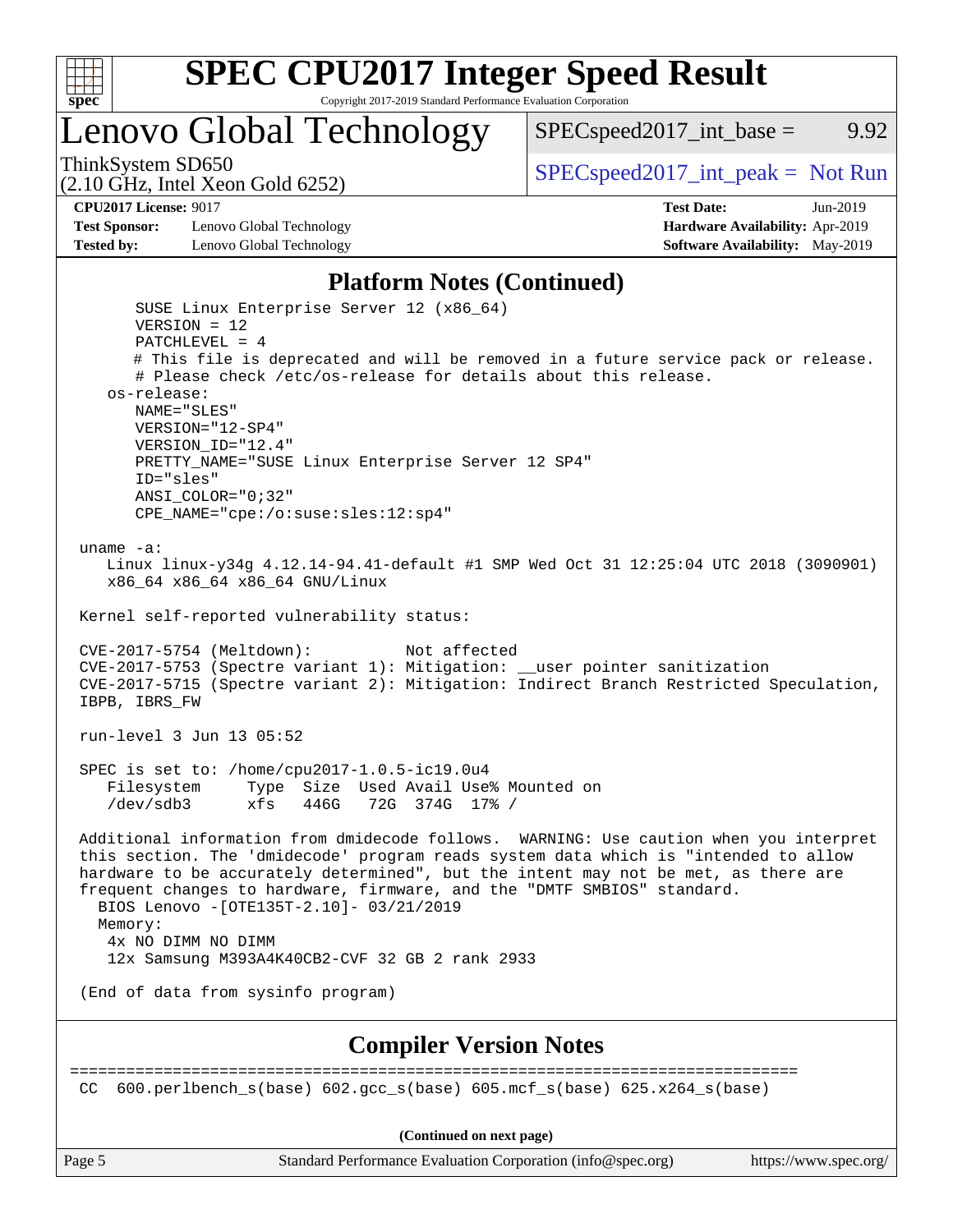# SPEC CPU2017 Integer Speed Result

Copyright 2017-2019 Standard Performance Evaluation Corporation

## Lenovo Global Technology

ThinkSystem SD650
(2.10 GHz, Intel Xeon Gold 6252)

SPECspeed2017_int_base = 9.92

SPECspeed2017_int_peak = Not Run

**CPU2017 License:** 9017
**Test Sponsor:** Lenovo Global Technology
**Tested by:** Lenovo Global Technology

**Test Date:** Jun-2019
**Hardware Availability:** Apr-2019
**Software Availability:** May-2019

## Platform Notes (Continued)

```
      SUSE Linux Enterprise Server 12 (x86_64)
      VERSION = 12
      PATCHLEVEL = 4
      # This file is deprecated and will be removed in a future service pack or release.
      # Please check /etc/os-release for details about this release.
   os-release:
      NAME="SLES"
      VERSION="12-SP4"
      VERSION_ID="12.4"
      PRETTY_NAME="SUSE Linux Enterprise Server 12 SP4"
      ID="sles"
      ANSI_COLOR="0;32"
      CPE_NAME="cpe:/o:suse:sles:12:sp4"

uname -a:
   Linux linux-y34g 4.12.14-94.41-default #1 SMP Wed Oct 31 12:25:04 UTC 2018 (3090901)
   x86_64 x86_64 x86_64 GNU/Linux

Kernel self-reported vulnerability status:

CVE-2017-5754 (Meltdown):          Not affected
CVE-2017-5753 (Spectre variant 1): Mitigation: __user pointer sanitization
CVE-2017-5715 (Spectre variant 2): Mitigation: Indirect Branch Restricted Speculation,
IBPB, IBRS_FW

run-level 3 Jun 13 05:52

SPEC is set to: /home/cpu2017-1.0.5-ic19.0u4
   Filesystem     Type  Size  Used Avail Use% Mounted on
   /dev/sdb3      xfs   446G   72G  374G  17% /

Additional information from dmidecode follows.  WARNING: Use caution when you interpret
this section. The 'dmidecode' program reads system data which is "intended to allow
hardware to be accurately determined", but the intent may not be met, as there are
frequent changes to hardware, firmware, and the "DMTF SMBIOS" standard.
  BIOS Lenovo -[OTE135T-2.10]- 03/21/2019
  Memory:
   4x NO DIMM NO DIMM
   12x Samsung M393A4K40CB2-CVF 32 GB 2 rank 2933

(End of data from sysinfo program)
```

## Compiler Version Notes

```
==============================================================================
CC  600.perlbench_s(base) 602.gcc_s(base) 605.mcf_s(base) 625.x264_s(base)
```

**(Continued on next page)**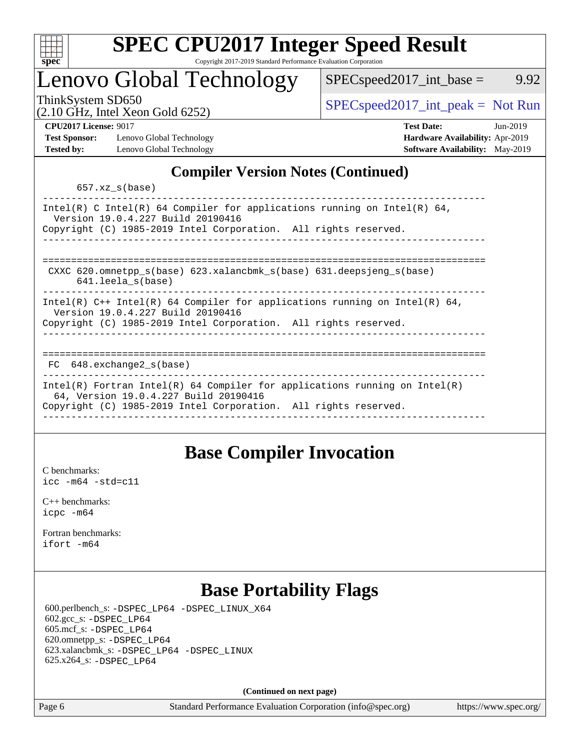## Compiler Version Notes (Continued)

```
      657.xz_s(base)
------------------------------------------------------------------------------
Intel(R) C Intel(R) 64 Compiler for applications running on Intel(R) 64,
  Version 19.0.4.227 Build 20190416
Copyright (C) 1985-2019 Intel Corporation.  All rights reserved.
------------------------------------------------------------------------------

==============================================================================
 CXXC 620.omnetpp_s(base) 623.xalancbmk_s(base) 631.deepsjeng_s(base)
      641.leela_s(base)
------------------------------------------------------------------------------
Intel(R) C++ Intel(R) 64 Compiler for applications running on Intel(R) 64,
  Version 19.0.4.227 Build 20190416
Copyright (C) 1985-2019 Intel Corporation.  All rights reserved.
------------------------------------------------------------------------------

==============================================================================
 FC  648.exchange2_s(base)
------------------------------------------------------------------------------
Intel(R) Fortran Intel(R) 64 Compiler for applications running on Intel(R)
  64, Version 19.0.4.227 Build 20190416
Copyright (C) 1985-2019 Intel Corporation.  All rights reserved.
------------------------------------------------------------------------------
```

## Base Compiler Invocation

C benchmarks:
`icc -m64 -std=c11`

C++ benchmarks:
`icpc -m64`

Fortran benchmarks:
`ifort -m64`

## Base Portability Flags

600.perlbench_s: `-DSPEC_LP64 -DSPEC_LINUX_X64`
602.gcc_s: `-DSPEC_LP64`
605.mcf_s: `-DSPEC_LP64`
620.omnetpp_s: `-DSPEC_LP64`
623.xalancbmk_s: `-DSPEC_LP64 -DSPEC_LINUX`
625.x264_s: `-DSPEC_LP64`

**(Continued on next page)**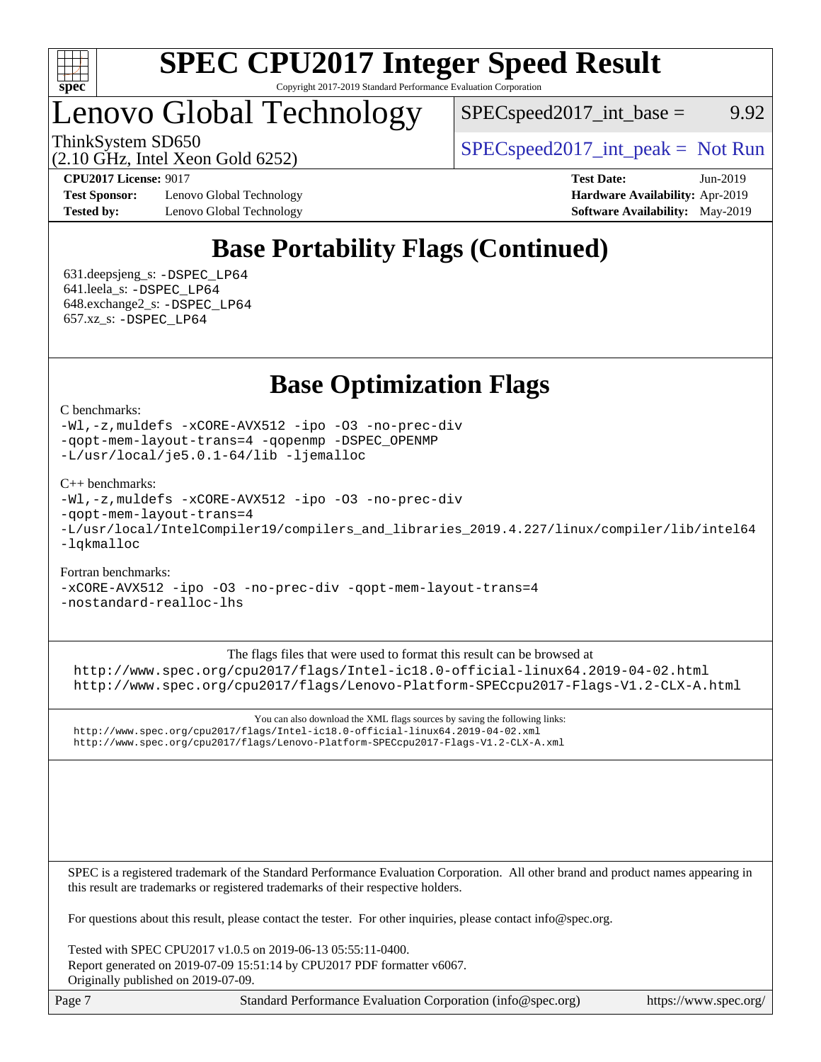## Base Portability Flags (Continued)

631.deepsjeng_s: -DSPEC_LP64
641.leela_s: -DSPEC_LP64
648.exchange2_s: -DSPEC_LP64
657.xz_s: -DSPEC_LP64

## Base Optimization Flags

C benchmarks:
-Wl,-z,muldefs -xCORE-AVX512 -ipo -O3 -no-prec-div
-qopt-mem-layout-trans=4 -qopenmp -DSPEC_OPENMP
-L/usr/local/je5.0.1-64/lib -ljemalloc

C++ benchmarks:
-Wl,-z,muldefs -xCORE-AVX512 -ipo -O3 -no-prec-div
-qopt-mem-layout-trans=4
-L/usr/local/IntelCompiler19/compilers_and_libraries_2019.4.227/linux/compiler/lib/intel64
-lqkmalloc

Fortran benchmarks:
-xCORE-AVX512 -ipo -O3 -no-prec-div -qopt-mem-layout-trans=4
-nostandard-realloc-lhs

The flags files that were used to format this result can be browsed at
http://www.spec.org/cpu2017/flags/Intel-ic18.0-official-linux64.2019-04-02.html
http://www.spec.org/cpu2017/flags/Lenovo-Platform-SPECcpu2017-Flags-V1.2-CLX-A.html

You can also download the XML flags sources by saving the following links:
http://www.spec.org/cpu2017/flags/Intel-ic18.0-official-linux64.2019-04-02.xml
http://www.spec.org/cpu2017/flags/Lenovo-Platform-SPECcpu2017-Flags-V1.2-CLX-A.xml

SPEC is a registered trademark of the Standard Performance Evaluation Corporation. All other brand and product names appearing in this result are trademarks or registered trademarks of their respective holders.

For questions about this result, please contact the tester. For other inquiries, please contact info@spec.org.

Tested with SPEC CPU2017 v1.0.5 on 2019-06-13 05:55:11-0400.
Report generated on 2019-07-09 15:51:14 by CPU2017 PDF formatter v6067.
Originally published on 2019-07-09.